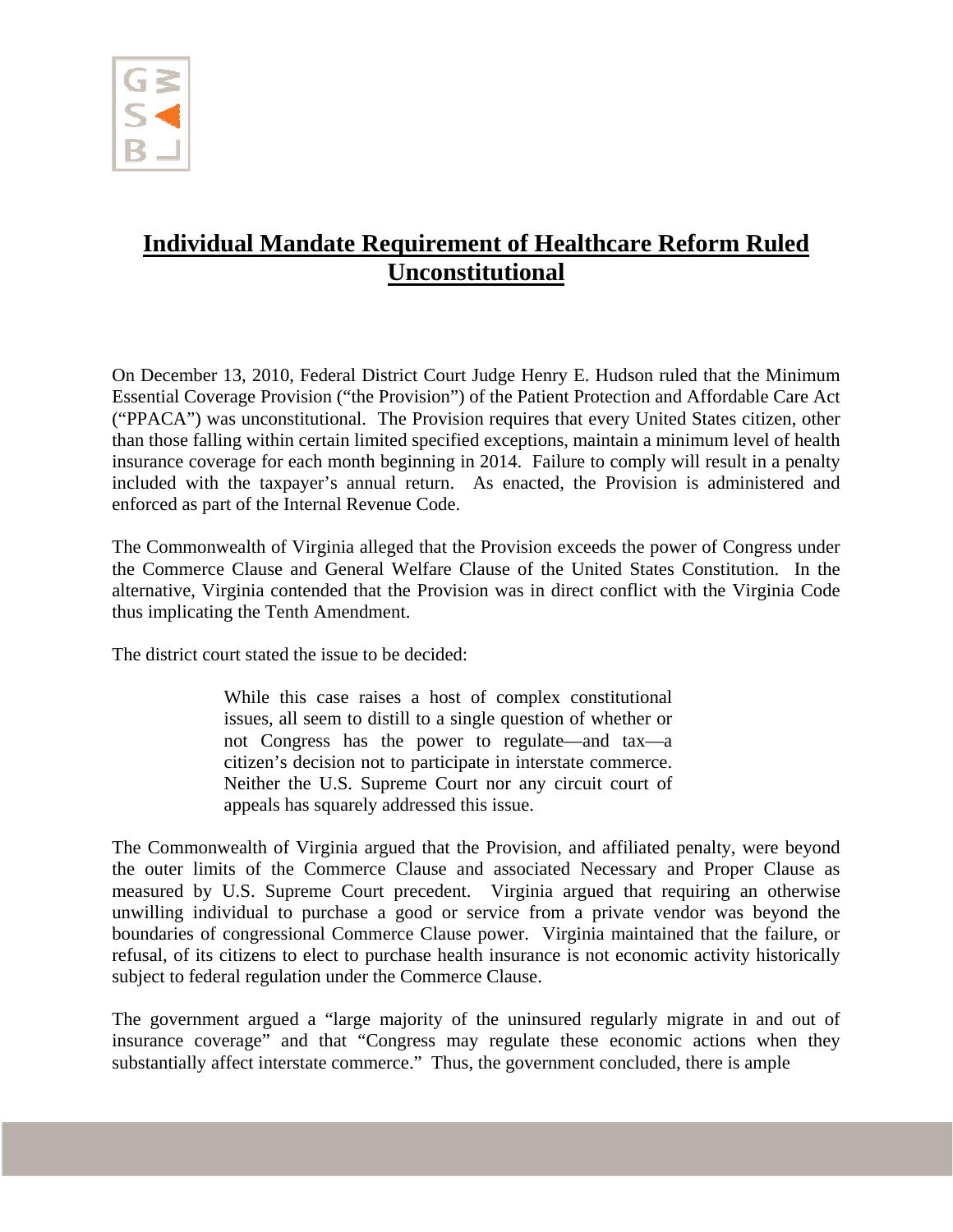# Individual Mandate Requirement of Healthcare Reform Ruled Unconstitutional

On December 13, 2010, Federal District Court Judge Henry E. Hudson ruled that the Minimum Essential Coverage Provision ("the Provision") of the Patient Protection and Affordable Care Act ("PPACA") was unconstitutional. The Provision requires that every United States citizen, other than those falling within certain limited specified exceptions, maintain a minimum level of health insurance coverage for each month beginning in 2014. Failure to comply will result in a penalty included with the taxpayer's annual return. As enacted, the Provision is administered and enforced as part of the Internal Revenue Code.

The Commonwealth of Virginia alleged that the Provision exceeds the power of Congress under the Commerce Clause and General Welfare Clause of the United States Constitution. In the alternative, Virginia contended that the Provision was in direct conflict with the Virginia Code thus implicating the Tenth Amendment.

The district court stated the issue to be decided:

> While this case raises a host of complex constitutional issues, all seem to distill to a single question of whether or not Congress has the power to regulate—and tax—a citizen's decision not to participate in interstate commerce. Neither the U.S. Supreme Court nor any circuit court of appeals has squarely addressed this issue.

The Commonwealth of Virginia argued that the Provision, and affiliated penalty, were beyond the outer limits of the Commerce Clause and associated Necessary and Proper Clause as measured by U.S. Supreme Court precedent. Virginia argued that requiring an otherwise unwilling individual to purchase a good or service from a private vendor was beyond the boundaries of congressional Commerce Clause power. Virginia maintained that the failure, or refusal, of its citizens to elect to purchase health insurance is not economic activity historically subject to federal regulation under the Commerce Clause.

The government argued a "large majority of the uninsured regularly migrate in and out of insurance coverage" and that "Congress may regulate these economic actions when they substantially affect interstate commerce." Thus, the government concluded, there is ample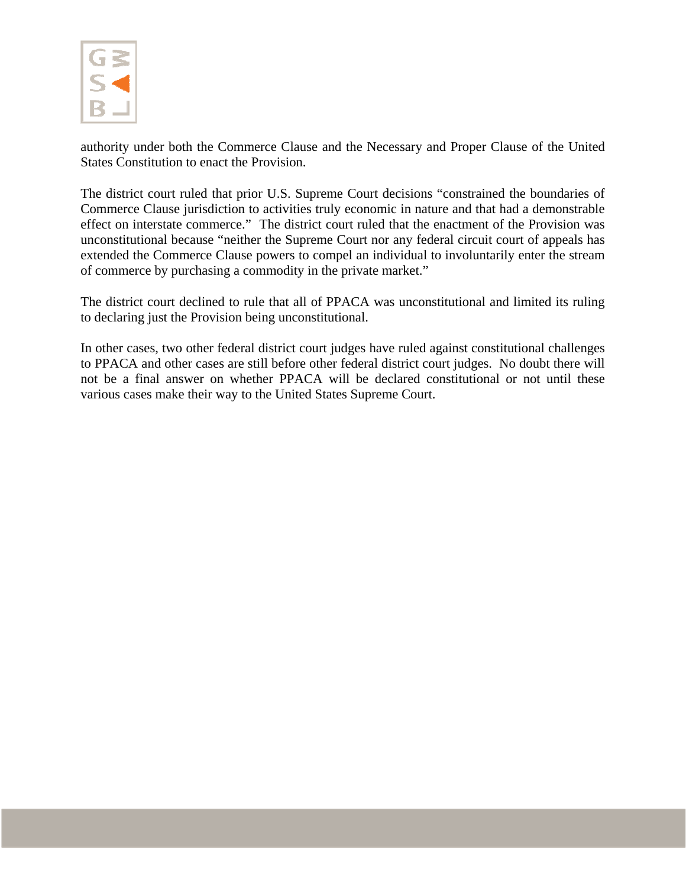authority under both the Commerce Clause and the Necessary and Proper Clause of the United States Constitution to enact the Provision.

The district court ruled that prior U.S. Supreme Court decisions "constrained the boundaries of Commerce Clause jurisdiction to activities truly economic in nature and that had a demonstrable effect on interstate commerce." The district court ruled that the enactment of the Provision was unconstitutional because "neither the Supreme Court nor any federal circuit court of appeals has extended the Commerce Clause powers to compel an individual to involuntarily enter the stream of commerce by purchasing a commodity in the private market."

The district court declined to rule that all of PPACA was unconstitutional and limited its ruling to declaring just the Provision being unconstitutional.

In other cases, two other federal district court judges have ruled against constitutional challenges to PPACA and other cases are still before other federal district court judges. No doubt there will not be a final answer on whether PPACA will be declared constitutional or not until these various cases make their way to the United States Supreme Court.